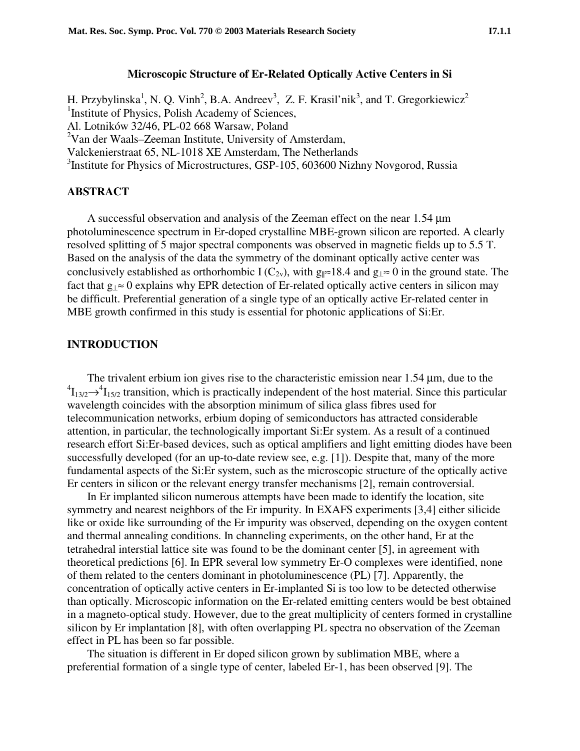# Microscopic Structure of Er-Related Optically Active Centers in Si

H. Przybylinska[1], N. Q. Vinh[2], B.A. Andreev[3], Z. F. Krasil'nik[3], and T. Gregorkiewicz[2]

[1]Institute of Physics, Polish Academy of Sciences,
Al. Lotników 32/46, PL-02 668 Warsaw, Poland

[2]Van der Waals–Zeeman Institute, University of Amsterdam,
Valckenierstraat 65, NL-1018 XE Amsterdam, The Netherlands

[3]Institute for Physics of Microstructures, GSP-105, 603600 Nizhny Novgorod, Russia

## ABSTRACT

A successful observation and analysis of the Zeeman effect on the near 1.54 μm photoluminescence spectrum in Er-doped crystalline MBE-grown silicon are reported. A clearly resolved splitting of 5 major spectral components was observed in magnetic fields up to 5.5 T. Based on the analysis of the data the symmetry of the dominant optically active center was conclusively established as orthorhombic I ($C_{2v}$), with $g_{\|}\approx 18.4$ and $g_{\perp}\approx 0$ in the ground state. The fact that $g_{\perp}\approx 0$ explains why EPR detection of Er-related optically active centers in silicon may be difficult. Preferential generation of a single type of an optically active Er-related center in MBE growth confirmed in this study is essential for photonic applications of Si:Er.

## INTRODUCTION

The trivalent erbium ion gives rise to the characteristic emission near 1.54 μm, due to the $^4I_{13/2}\rightarrow{}^4I_{15/2}$ transition, which is practically independent of the host material. Since this particular wavelength coincides with the absorption minimum of silica glass fibres used for telecommunication networks, erbium doping of semiconductors has attracted considerable attention, in particular, the technologically important Si:Er system. As a result of a continued research effort Si:Er-based devices, such as optical amplifiers and light emitting diodes have been successfully developed (for an up-to-date review see, e.g. [1]). Despite that, many of the more fundamental aspects of the Si:Er system, such as the microscopic structure of the optically active Er centers in silicon or the relevant energy transfer mechanisms [2], remain controversial.

In Er implanted silicon numerous attempts have been made to identify the location, site symmetry and nearest neighbors of the Er impurity. In EXAFS experiments [3,4] either silicide like or oxide like surrounding of the Er impurity was observed, depending on the oxygen content and thermal annealing conditions. In channeling experiments, on the other hand, Er at the tetrahedral interstial lattice site was found to be the dominant center [5], in agreement with theoretical predictions [6]. In EPR several low symmetry Er-O complexes were identified, none of them related to the centers dominant in photoluminescence (PL) [7]. Apparently, the concentration of optically active centers in Er-implanted Si is too low to be detected otherwise than optically. Microscopic information on the Er-related emitting centers would be best obtained in a magneto-optical study. However, due to the great multiplicity of centers formed in crystalline silicon by Er implantation [8], with often overlapping PL spectra no observation of the Zeeman effect in PL has been so far possible.

The situation is different in Er doped silicon grown by sublimation MBE, where a preferential formation of a single type of center, labeled Er-1, has been observed [9]. The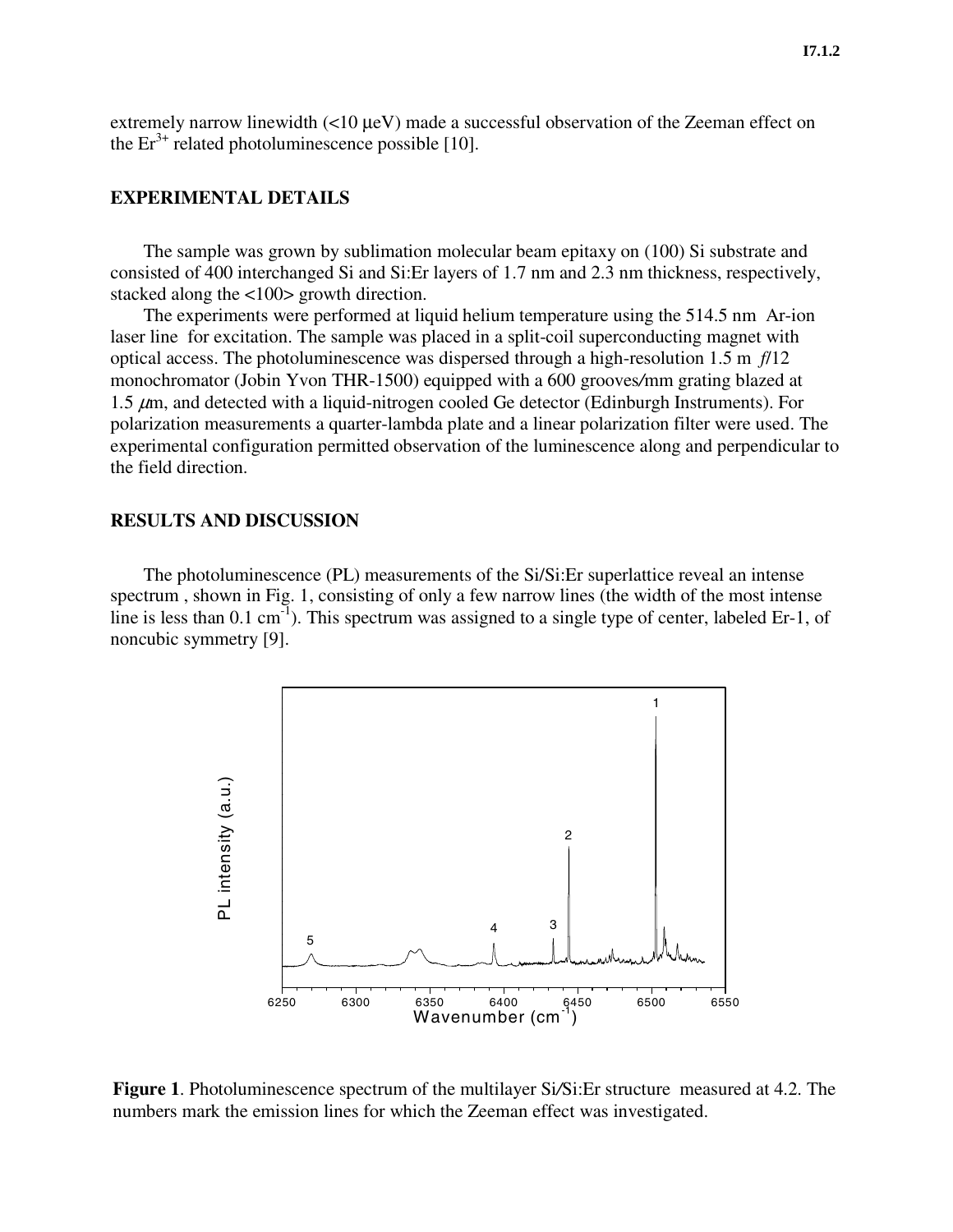extremely narrow linewidth (<10 μeV) made a successful observation of the Zeeman effect on the $Er^{3+}$ related photoluminescence possible [10].

## EXPERIMENTAL DETAILS

The sample was grown by sublimation molecular beam epitaxy on (100) Si substrate and consisted of 400 interchanged Si and Si:Er layers of 1.7 nm and 2.3 nm thickness, respectively, stacked along the <100> growth direction.

The experiments were performed at liquid helium temperature using the 514.5 nm Ar-ion laser line for excitation. The sample was placed in a split-coil superconducting magnet with optical access. The photoluminescence was dispersed through a high-resolution 1.5 m *f*/12 monochromator (Jobin Yvon THR-1500) equipped with a 600 grooves/mm grating blazed at 1.5 μm, and detected with a liquid-nitrogen cooled Ge detector (Edinburgh Instruments). For polarization measurements a quarter-lambda plate and a linear polarization filter were used. The experimental configuration permitted observation of the luminescence along and perpendicular to the field direction.

## RESULTS AND DISCUSSION

The photoluminescence (PL) measurements of the Si/Si:Er superlattice reveal an intense spectrum , shown in Fig. 1, consisting of only a few narrow lines (the width of the most intense line is less than 0.1 $cm^{-1}$). This spectrum was assigned to a single type of center, labeled Er-1, of noncubic symmetry [9].

**Figure 1**. Photoluminescence spectrum of the multilayer Si/Si:Er structure measured at 4.2. The numbers mark the emission lines for which the Zeeman effect was investigated.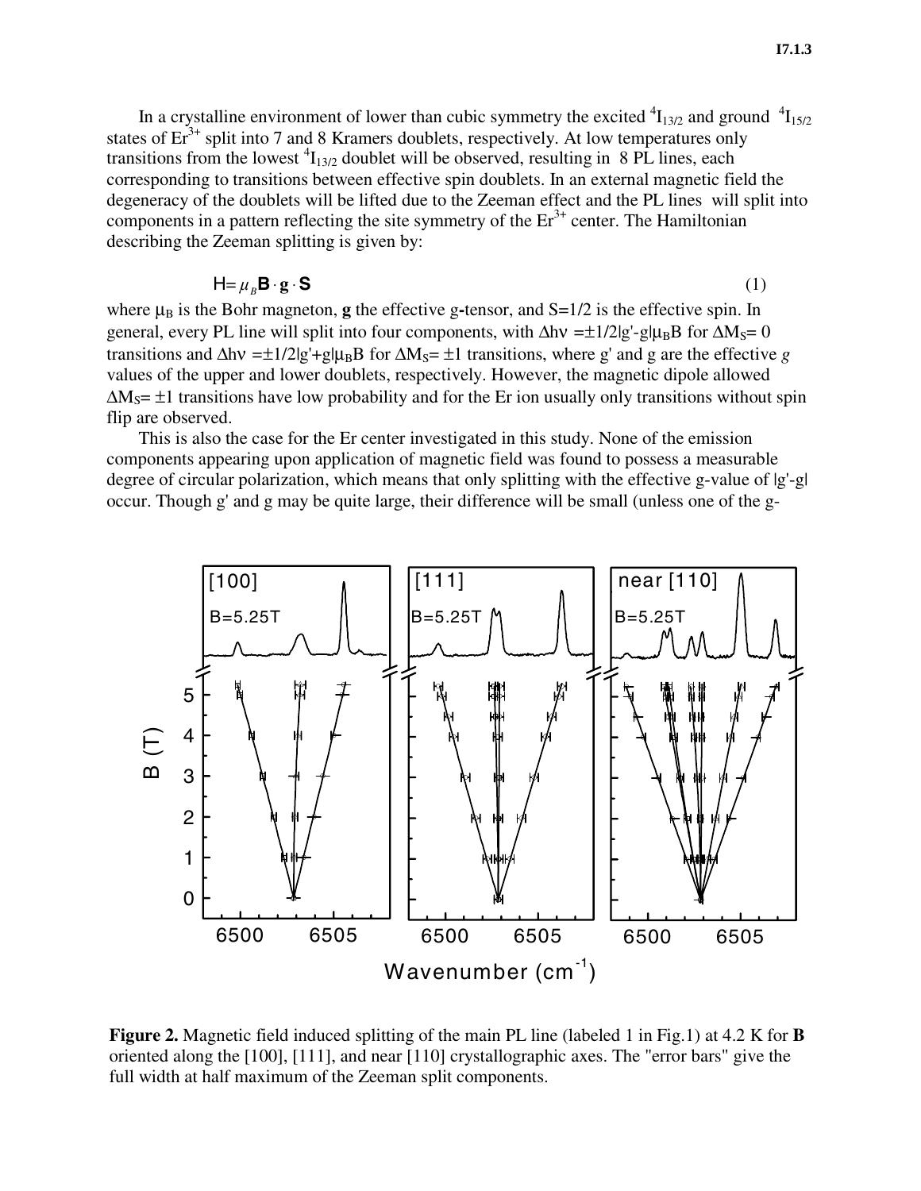In a crystalline environment of lower than cubic symmetry the excited $^4I_{13/2}$ and ground $^4I_{15/2}$ states of $Er^{3+}$ split into 7 and 8 Kramers doublets, respectively. At low temperatures only transitions from the lowest $^4I_{13/2}$ doublet will be observed, resulting in 8 PL lines, each corresponding to transitions between effective spin doublets. In an external magnetic field the degeneracy of the doublets will be lifted due to the Zeeman effect and the PL lines will split into components in a pattern reflecting the site symmetry of the $Er^{3+}$ center. The Hamiltonian describing the Zeeman splitting is given by:

$$H = \mu_B \mathbf{B} \cdot \mathbf{g} \cdot \mathbf{S} \tag{1}$$

where $\mu_B$ is the Bohr magneton, **g** the effective g-tensor, and S=1/2 is the effective spin. In general, every PL line will split into four components, with $\Delta h\nu = \pm 1/2|g'-g|\mu_B B$ for $\Delta M_S = 0$ transitions and $\Delta h\nu = \pm 1/2|g'+g|\mu_B B$ for $\Delta M_S = \pm 1$ transitions, where g' and g are the effective *g* values of the upper and lower doublets, respectively. However, the magnetic dipole allowed $\Delta M_S = \pm 1$ transitions have low probability and for the Er ion usually only transitions without spin flip are observed.

This is also the case for the Er center investigated in this study. None of the emission components appearing upon application of magnetic field was found to possess a measurable degree of circular polarization, which means that only splitting with the effective g-value of |g'-g| occur. Though g' and g may be quite large, their difference will be small (unless one of the g-

**Figure 2.** Magnetic field induced splitting of the main PL line (labeled 1 in Fig.1) at 4.2 K for **B** oriented along the [100], [111], and near [110] crystallographic axes. The "error bars" give the full width at half maximum of the Zeeman split components.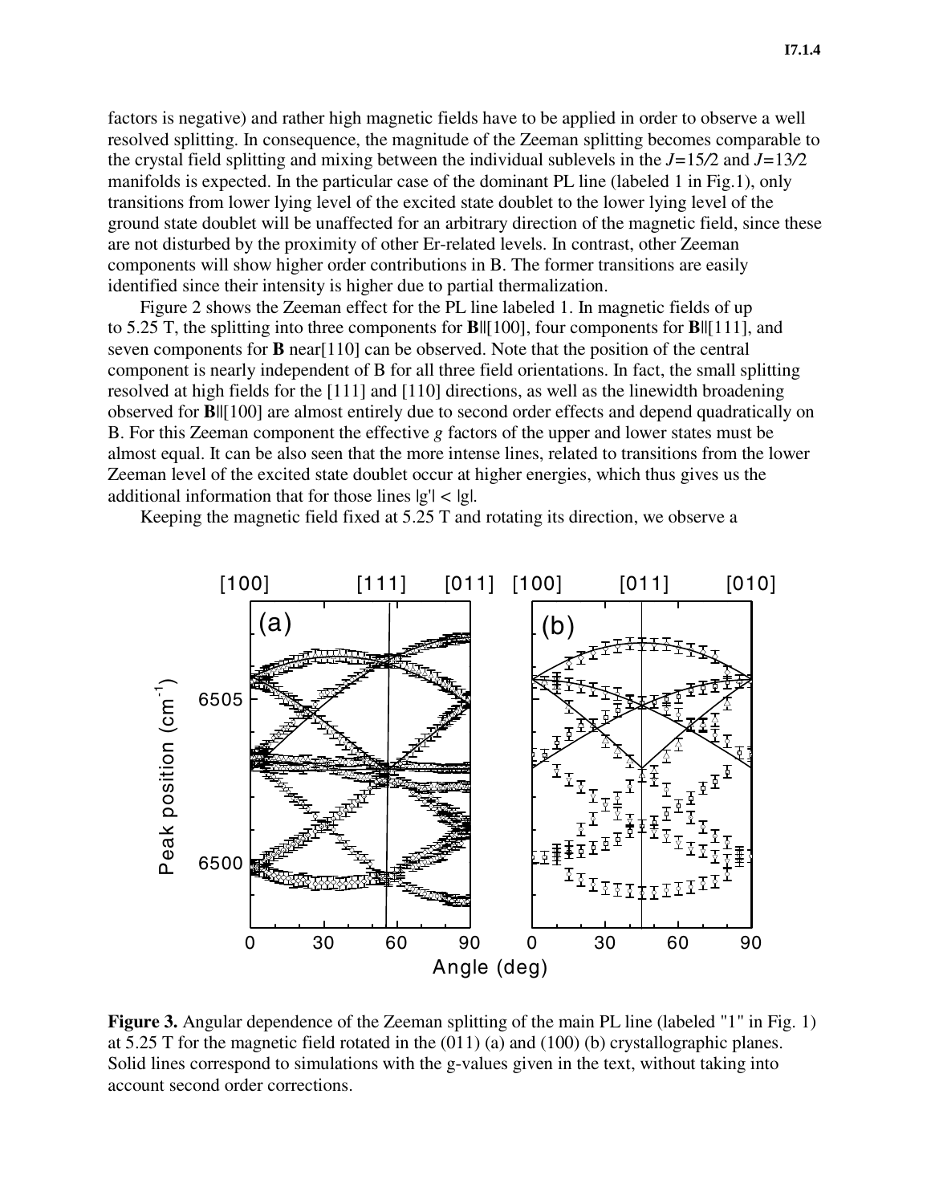factors is negative) and rather high magnetic fields have to be applied in order to observe a well resolved splitting. In consequence, the magnitude of the Zeeman splitting becomes comparable to the crystal field splitting and mixing between the individual sublevels in the $J=15/2$ and $J=13/2$ manifolds is expected. In the particular case of the dominant PL line (labeled 1 in Fig.1), only transitions from lower lying level of the excited state doublet to the lower lying level of the ground state doublet will be unaffected for an arbitrary direction of the magnetic field, since these are not disturbed by the proximity of other Er-related levels. In contrast, other Zeeman components will show higher order contributions in B. The former transitions are easily identified since their intensity is higher due to partial thermalization.

Figure 2 shows the Zeeman effect for the PL line labeled 1. In magnetic fields of up to 5.25 T, the splitting into three components for **B**||[100], four components for **B**||[111], and seven components for **B** near[110] can be observed. Note that the position of the central component is nearly independent of B for all three field orientations. In fact, the small splitting resolved at high fields for the [111] and [110] directions, as well as the linewidth broadening observed for **B**||[100] are almost entirely due to second order effects and depend quadratically on B. For this Zeeman component the effective $g$ factors of the upper and lower states must be almost equal. It can be also seen that the more intense lines, related to transitions from the lower Zeeman level of the excited state doublet occur at higher energies, which thus gives us the additional information that for those lines $|g'| < |g|$.

Keeping the magnetic field fixed at 5.25 T and rotating its direction, we observe a

**Figure 3.** Angular dependence of the Zeeman splitting of the main PL line (labeled "1" in Fig. 1) at 5.25 T for the magnetic field rotated in the (011) (a) and (100) (b) crystallographic planes. Solid lines correspond to simulations with the g-values given in the text, without taking into account second order corrections.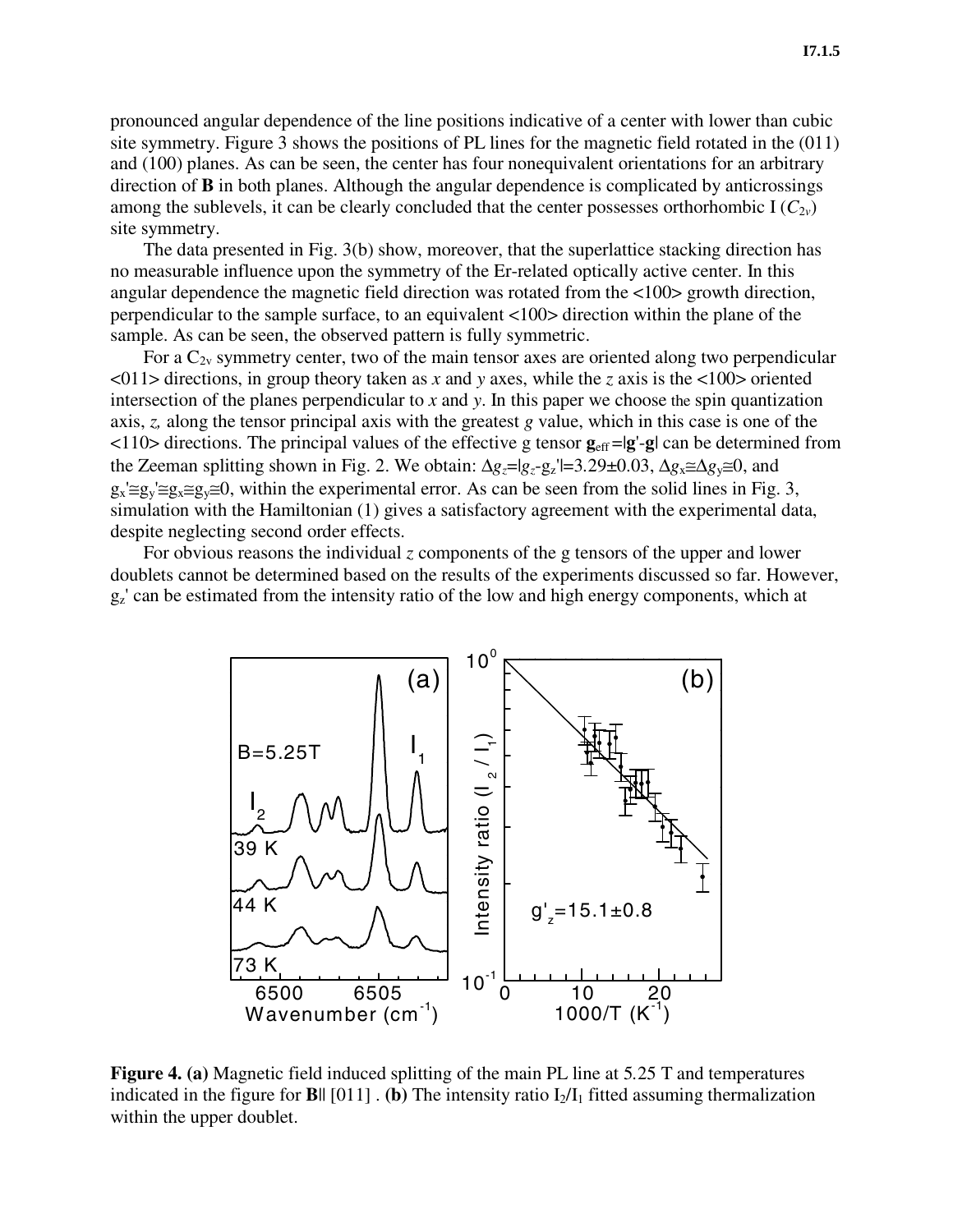pronounced angular dependence of the line positions indicative of a center with lower than cubic site symmetry. Figure 3 shows the positions of PL lines for the magnetic field rotated in the (011) and (100) planes. As can be seen, the center has four nonequivalent orientations for an arbitrary direction of **B** in both planes. Although the angular dependence is complicated by anticrossings among the sublevels, it can be clearly concluded that the center possesses orthorhombic I ($C_{2v}$) site symmetry.

The data presented in Fig. 3(b) show, moreover, that the superlattice stacking direction has no measurable influence upon the symmetry of the Er-related optically active center. In this angular dependence the magnetic field direction was rotated from the <100> growth direction, perpendicular to the sample surface, to an equivalent <100> direction within the plane of the sample. As can be seen, the observed pattern is fully symmetric.

For a $C_{2v}$ symmetry center, two of the main tensor axes are oriented along two perpendicular <011> directions, in group theory taken as *x* and *y* axes, while the *z* axis is the <100> oriented intersection of the planes perpendicular to *x* and *y*. In this paper we choose the spin quantization axis, *z,* along the tensor principal axis with the greatest *g* value, which in this case is one of the <110> directions. The principal values of the effective g tensor $\mathbf{g}_{\text{eff}} = |\mathbf{g}' - \mathbf{g}|$ can be determined from the Zeeman splitting shown in Fig. 2. We obtain: $\Delta g_z = |g_z - g_z'| = 3.29 \pm 0.03$, $\Delta g_x \cong \Delta g_y \cong 0$, and $g_x' \cong g_y' \cong g_x \cong g_y \cong 0$, within the experimental error. As can be seen from the solid lines in Fig. 3, simulation with the Hamiltonian (1) gives a satisfactory agreement with the experimental data, despite neglecting second order effects.

For obvious reasons the individual *z* components of the g tensors of the upper and lower doublets cannot be determined based on the results of the experiments discussed so far. However, $g_z'$ can be estimated from the intensity ratio of the low and high energy components, which at

**Figure 4. (a)** Magnetic field induced splitting of the main PL line at 5.25 T and temperatures indicated in the figure for **B**|| [011] . **(b)** The intensity ratio $I_2/I_1$ fitted assuming thermalization within the upper doublet.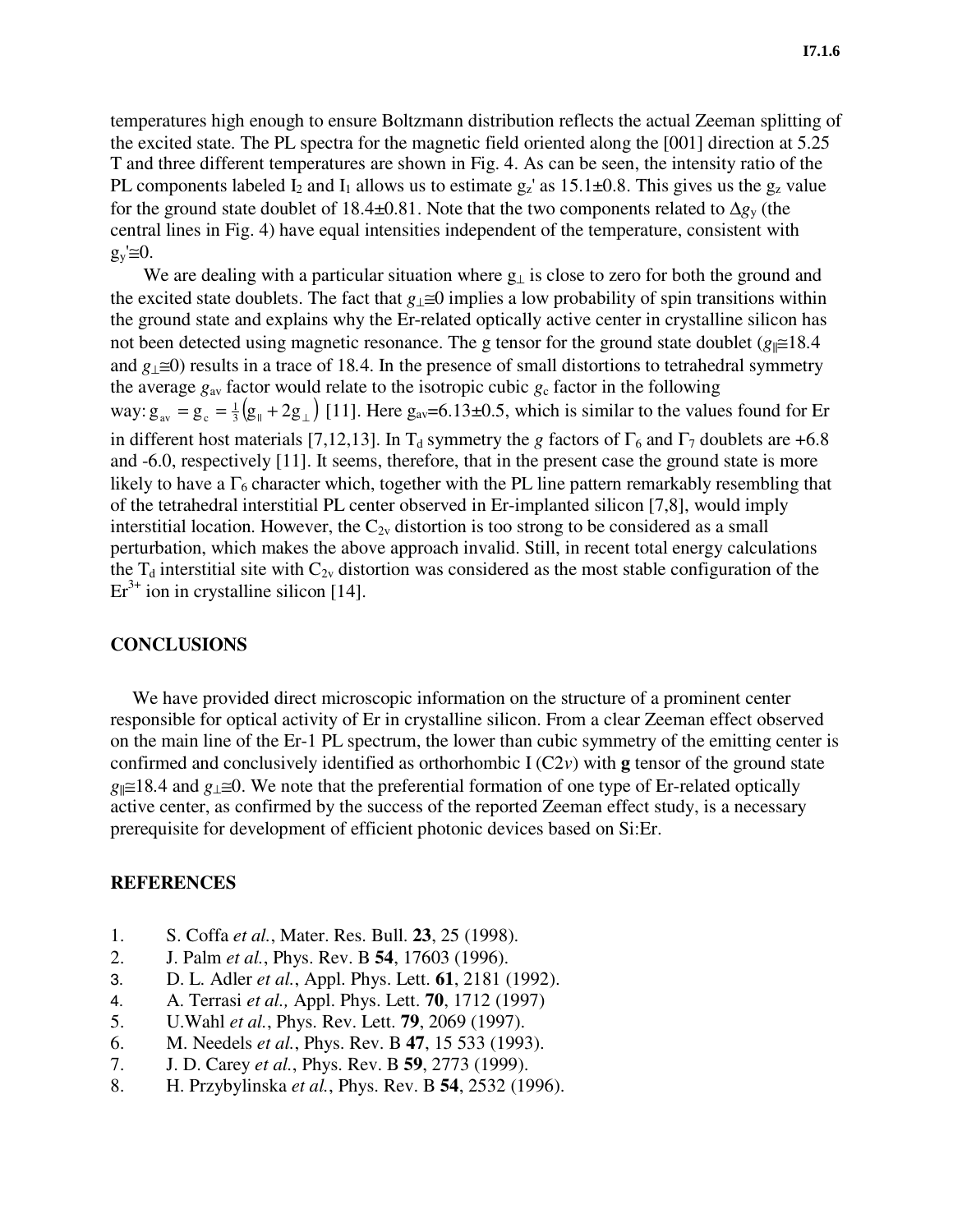temperatures high enough to ensure Boltzmann distribution reflects the actual Zeeman splitting of the excited state. The PL spectra for the magnetic field oriented along the [001] direction at 5.25 T and three different temperatures are shown in Fig. 4. As can be seen, the intensity ratio of the PL components labeled $I_2$ and $I_1$ allows us to estimate $g_z'$ as 15.1±0.8. This gives us the $g_z$ value for the ground state doublet of 18.4±0.81. Note that the two components related to $\Delta g_y$ (the central lines in Fig. 4) have equal intensities independent of the temperature, consistent with $g_y' \cong 0$.

We are dealing with a particular situation where $g_\perp$ is close to zero for both the ground and the excited state doublets. The fact that $g_\perp \cong 0$ implies a low probability of spin transitions within the ground state and explains why the Er-related optically active center in crystalline silicon has not been detected using magnetic resonance. The g tensor for the ground state doublet ($g_\| \cong 18.4$ and $g_\perp \cong 0$) results in a trace of 18.4. In the presence of small distortions to tetrahedral symmetry the average $g_{av}$ factor would relate to the isotropic cubic $g_c$ factor in the following way: $g_{av} = g_c = \frac{1}{3}\left(g_\| + 2g_\perp\right)$ [11]. Here $g_{av}$=6.13±0.5, which is similar to the values found for Er in different host materials [7,12,13]. In $T_d$ symmetry the *g* factors of $\Gamma_6$ and $\Gamma_7$ doublets are +6.8 and -6.0, respectively [11]. It seems, therefore, that in the present case the ground state is more likely to have a $\Gamma_6$ character which, together with the PL line pattern remarkably resembling that of the tetrahedral interstitial PL center observed in Er-implanted silicon [7,8], would imply interstitial location. However, the $C_{2v}$ distortion is too strong to be considered as a small perturbation, which makes the above approach invalid. Still, in recent total energy calculations the $T_d$ interstitial site with $C_{2v}$ distortion was considered as the most stable configuration of the $Er^{3+}$ ion in crystalline silicon [14].

## CONCLUSIONS

We have provided direct microscopic information on the structure of a prominent center responsible for optical activity of Er in crystalline silicon. From a clear Zeeman effect observed on the main line of the Er-1 PL spectrum, the lower than cubic symmetry of the emitting center is confirmed and conclusively identified as orthorhombic I ($C2v$) with **g** tensor of the ground state $g_\| \cong 18.4$ and $g_\perp \cong 0$. We note that the preferential formation of one type of Er-related optically active center, as confirmed by the success of the reported Zeeman effect study, is a necessary prerequisite for development of efficient photonic devices based on Si:Er.

## REFERENCES

1. S. Coffa *et al.*, Mater. Res. Bull. **23**, 25 (1998).
2. J. Palm *et al.*, Phys. Rev. B **54**, 17603 (1996).
3. D. L. Adler *et al.*, Appl. Phys. Lett. **61**, 2181 (1992).
4. A. Terrasi *et al.,* Appl. Phys. Lett. **70**, 1712 (1997)
5. U.Wahl *et al.*, Phys. Rev. Lett. **79**, 2069 (1997).
6. M. Needels *et al.*, Phys. Rev. B **47**, 15 533 (1993).
7. J. D. Carey *et al.*, Phys. Rev. B **59**, 2773 (1999).
8. H. Przybylinska *et al.*, Phys. Rev. B **54**, 2532 (1996).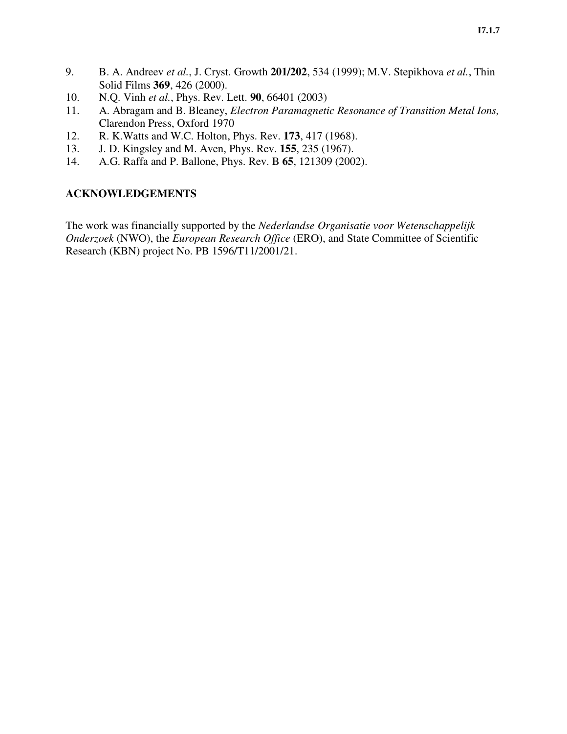9. B. A. Andreev *et al.*, J. Cryst. Growth **201/202**, 534 (1999); M.V. Stepikhova *et al.*, Thin Solid Films **369**, 426 (2000).
10. N.Q. Vinh *et al.*, Phys. Rev. Lett. **90**, 66401 (2003)
11. A. Abragam and B. Bleaney, *Electron Paramagnetic Resonance of Transition Metal Ions,* Clarendon Press, Oxford 1970
12. R. K.Watts and W.C. Holton, Phys. Rev. **173**, 417 (1968).
13. J. D. Kingsley and M. Aven, Phys. Rev. **155**, 235 (1967).
14. A.G. Raffa and P. Ballone, Phys. Rev. B **65**, 121309 (2002).

## ACKNOWLEDGEMENTS

The work was financially supported by the *Nederlandse Organisatie voor Wetenschappelijk Onderzoek* (NWO), the *European Research Office* (ERO), and State Committee of Scientific Research (KBN) project No. PB 1596/T11/2001/21.